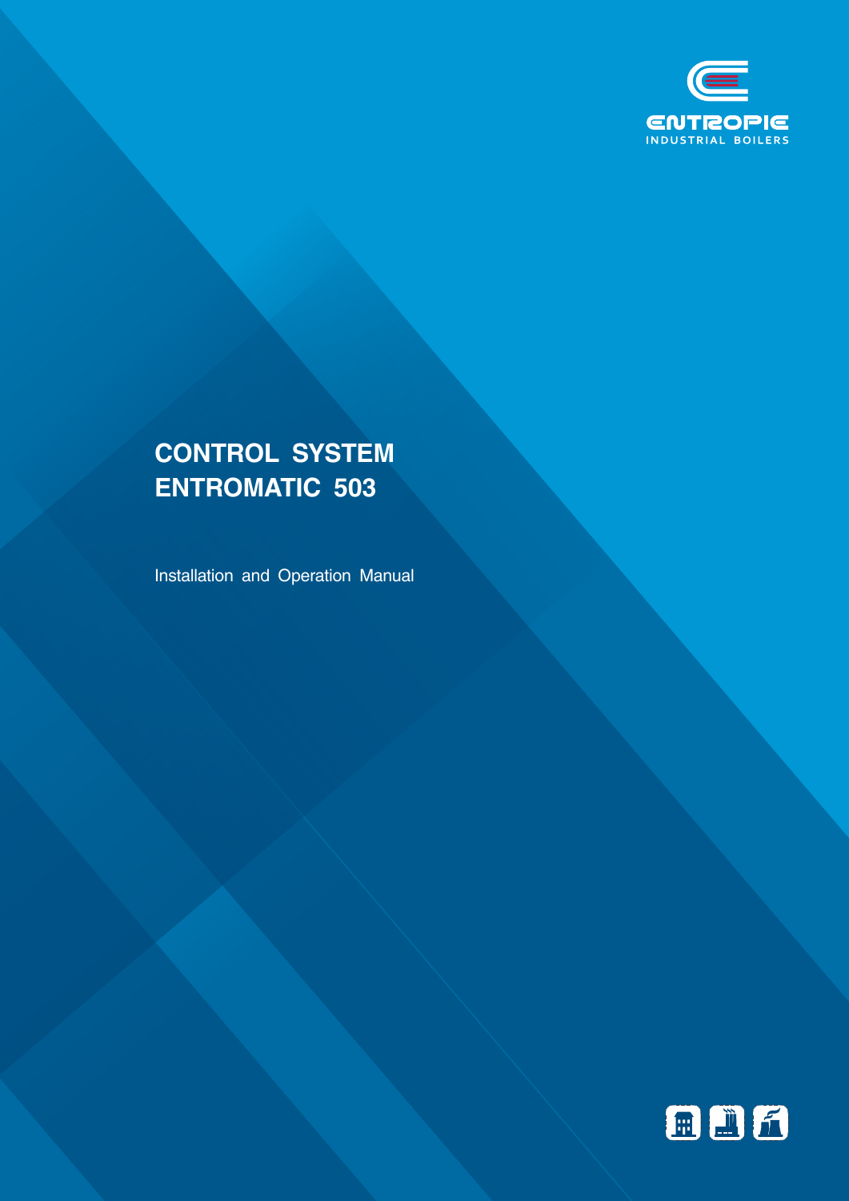ENTROPIE

INDUSTRIAL BOILERS

# CONTROL SYSTEM ENTROMATIC 503

Installation and Operation Manual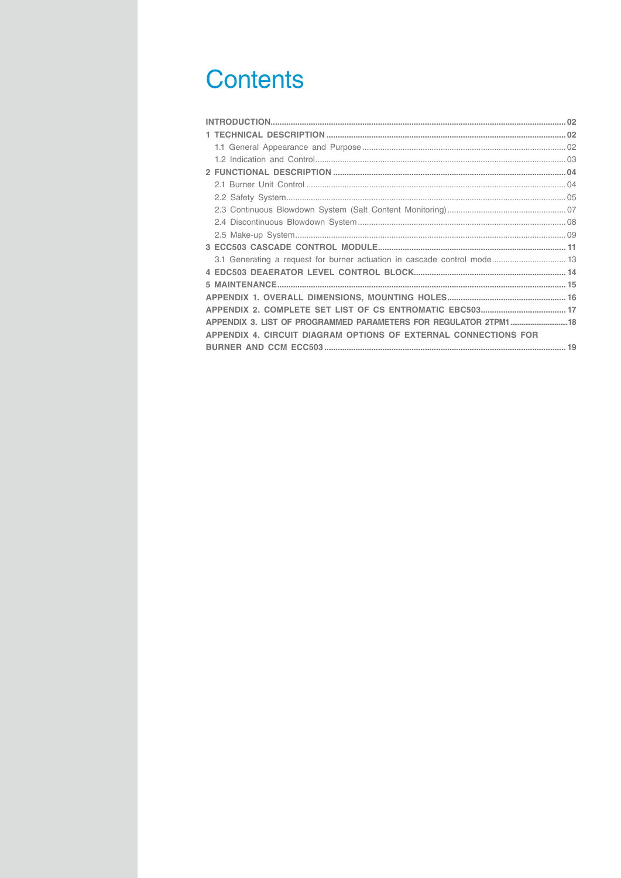# Contents

- **INTRODUCTION** ... 02
- **1 TECHNICAL DESCRIPTION** ... 02
  - 1.1 General Appearance and Purpose ... 02
  - 1.2 Indication and Control ... 03
- **2 FUNCTIONAL DESCRIPTION** ... 04
  - 2.1 Burner Unit Control ... 04
  - 2.2 Safety System ... 05
  - 2.3 Continuous Blowdown System (Salt Content Monitoring) ... 07
  - 2.4 Discontinuous Blowdown System ... 08
  - 2.5 Make-up System ... 09
- **3 ECC503 CASCADE CONTROL MODULE** ... 11
  - 3.1 Generating a request for burner actuation in cascade control mode ... 13
- **4 EDC503 DEAERATOR LEVEL CONTROL BLOCK** ... 14
- **5 MAINTENANCE** ... 15
- **APPENDIX 1. OVERALL DIMENSIONS, MOUNTING HOLES** ... 16
- **APPENDIX 2. COMPLETE SET LIST OF CS ENTROMATIC EBC503** ... 17
- **APPENDIX 3. LIST OF PROGRAMMED PARAMETERS FOR REGULATOR 2TPM1** ... 18
- **APPENDIX 4. CIRCUIT DIAGRAM OPTIONS OF EXTERNAL CONNECTIONS FOR BURNER AND CCM ECC503** ... 19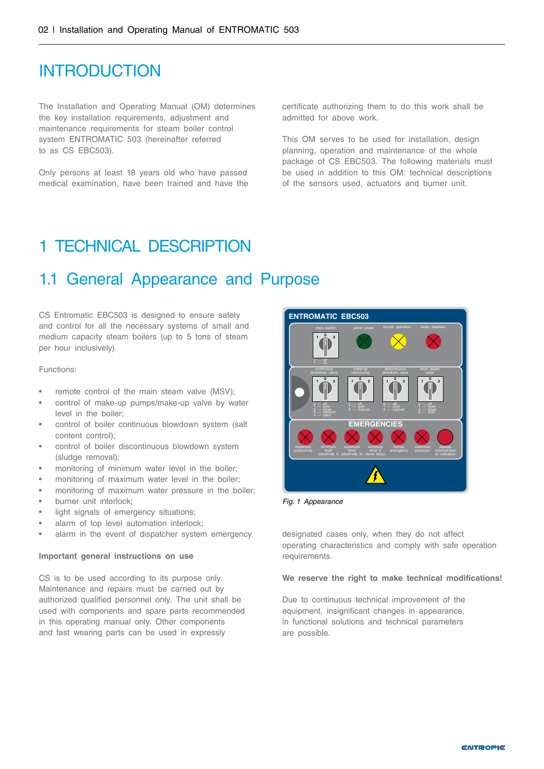# INTRODUCTION

The Installation and Operating Manual (OM) determines the key installation requirements, adjustment and maintenance requirements for steam boiler control system ENTROMATIC 503 (hereinafter referred to as CS EBC503).

Only persons at least 18 years old who have passed medical examination, have been trained and have the certificate authorizing them to do this work shall be admitted for above work.

This OM serves to be used for installation, design planning, operation and maintenance of the whole package of CS EBC503. The following materials must be used in addition to this OM: technical descriptions of the sensors used, actuators and burner unit.

# 1 TECHNICAL DESCRIPTION

## 1.1 General Appearance and Purpose

CS Entromatic EBC503 is designed to ensure safety and control for all the necessary systems of small and medium capacity steam boilers (up to 5 tons of steam per hour inclusively).

Functions:

- remote control of the main steam valve (MSV);
- control of make-up pumps/make-up valve by water level in the boiler;
- control of boiler continuous blowdown system (salt content control);
- control of boiler discontinuous blowdown system (sludge removal);
- monitoring of minimum water level in the boiler;
- monitoring of maximum water level in the boiler;
- monitoring of maximum water pressure in the boiler;
- burner unit interlock;
- light signals of emergency situations;
- alarm of top level automation interlock;
- alarm in the event of dispatcher system emergency.

*Fig. 1 Appearance*

**Important general instructions on use**

CS is to be used according to its purpose only. Maintenance and repairs must be carried out by authorized qualified personnel only. The unit shall be used with components and spare parts recommended in this operating manual only. Other components and fast wearing parts can be used in expressly designated cases only, when they do not affect operating characteristics and comply with safe operation requirements.

**We reserve the right to make technical modifications!**

Due to continuous technical improvement of the equipment, insignificant changes in appearance, in functional solutions and technical parameters are possible.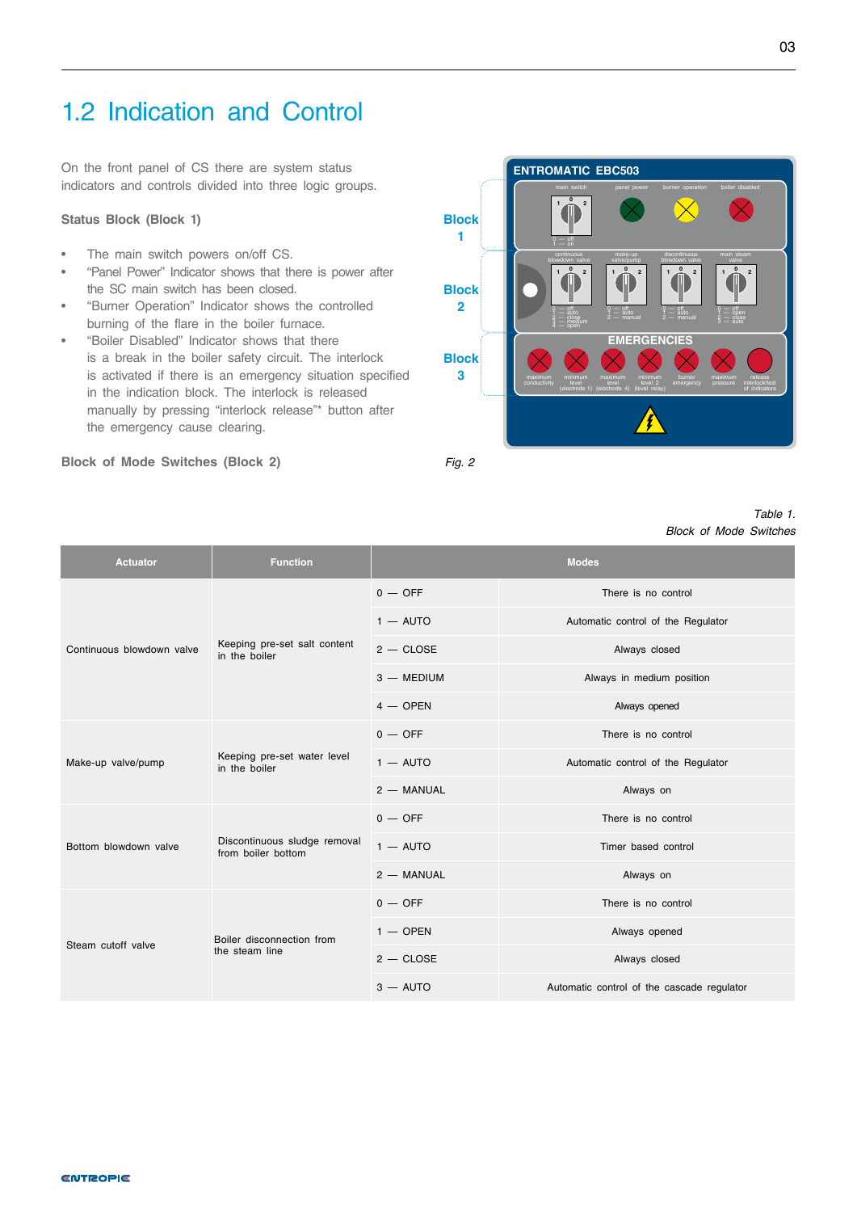## 1.2 Indication and Control

On the front panel of CS there are system status indicators and controls divided into three logic groups.

**Status Block (Block 1)**

- The main switch powers on/off CS.
- "Panel Power" Indicator shows that there is power after the SC main switch has been closed.
- "Burner Operation" Indicator shows the controlled burning of the flare in the boiler furnace.
- "Boiler Disabled" Indicator shows that there is a break in the boiler safety circuit. The interlock is activated if there is an emergency situation specified in the indication block. The interlock is released manually by pressing "interlock release"* button after the emergency cause clearing.

**Block of Mode Switches (Block 2)**

*Fig. 2*

*Table 1.*
*Block of Mode Switches*

| Actuator | Function | Modes | |
|---|---|---|---|
| Continuous blowdown valve | Keeping pre-set salt content in the boiler | 0 — OFF | There is no control |
| | | 1 — AUTO | Automatic control of the Regulator |
| | | 2 — CLOSE | Always closed |
| | | 3 — MEDIUM | Always in medium position |
| | | 4 — OPEN | Always opened |
| Make-up valve/pump | Keeping pre-set water level in the boiler | 0 — OFF | There is no control |
| | | 1 — AUTO | Automatic control of the Regulator |
| | | 2 — MANUAL | Always on |
| Bottom blowdown valve | Discontinuous sludge removal from boiler bottom | 0 — OFF | There is no control |
| | | 1 — AUTO | Timer based control |
| | | 2 — MANUAL | Always on |
| Steam cutoff valve | Boiler disconnection from the steam line | 0 — OFF | There is no control |
| | | 1 — OPEN | Always opened |
| | | 2 — CLOSE | Always closed |
| | | 3 — AUTO | Automatic control of the cascade regulator |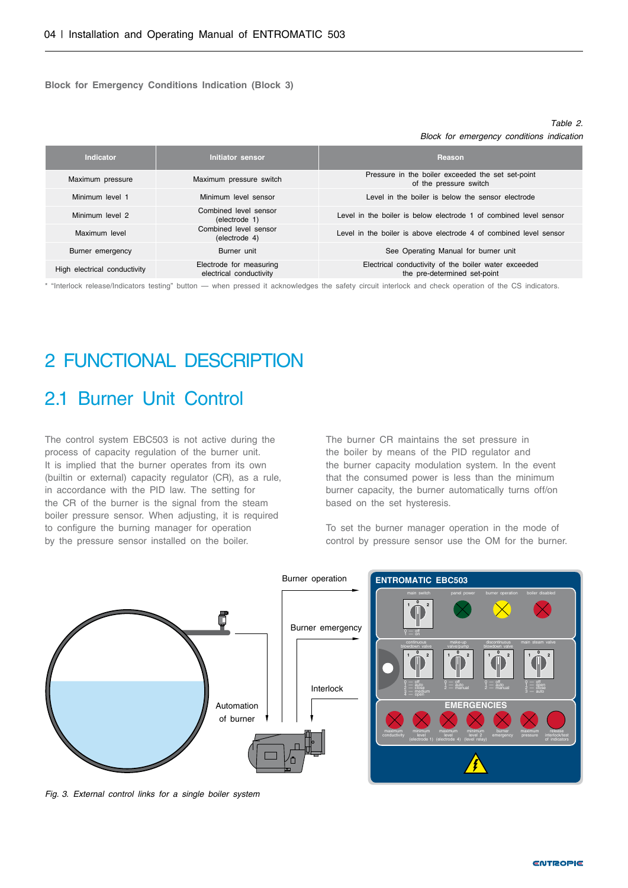**Block for Emergency Conditions Indication (Block 3)**

*Table 2.*
*Block for emergency conditions indication*

| Indicator | Initiator sensor | Reason |
|---|---|---|
| Maximum pressure | Maximum pressure switch | Pressure in the boiler exceeded the set set-point of the pressure switch |
| Minimum level 1 | Minimum level sensor | Level in the boiler is below the sensor electrode |
| Minimum level 2 | Combined level sensor (electrode 1) | Level in the boiler is below electrode 1 of combined level sensor |
| Maximum level | Combined level sensor (electrode 4) | Level in the boiler is above electrode 4 of combined level sensor |
| Burner emergency | Burner unit | See Operating Manual for burner unit |
| High electrical conductivity | Electrode for measuring electrical conductivity | Electrical conductivity of the boiler water exceeded the pre-determined set-point |

* "Interlock release/Indicators testing" button — when pressed it acknowledges the safety circuit interlock and check operation of the CS indicators.

# 2 FUNCTIONAL DESCRIPTION

## 2.1 Burner Unit Control

The control system EBC503 is not active during the process of capacity regulation of the burner unit. It is implied that the burner operates from its own (builtin or external) capacity regulator (CR), as a rule, in accordance with the PID law. The setting for the CR of the burner is the signal from the steam boiler pressure sensor. When adjusting, it is required to configure the burning manager for operation by the pressure sensor installed on the boiler.

The burner CR maintains the set pressure in the boiler by means of the PID regulator and the burner capacity modulation system. In the event that the consumed power is less than the minimum burner capacity, the burner automatically turns off/on based on the set hysteresis.

To set the burner manager operation in the mode of control by pressure sensor use the OM for the burner.

Burner operation

Burner emergency

Interlock

Automation of burner

ENTROMATIC EBC503

main switch | panel power | burner operation | boiler disabled

continuous blowdown valve | make-up valve/pump | discontinuous blowdown valve | main steam valve

EMERGENCIES

maximum conductivity | minimum level (electrode 1) | maximum level (electrode 4) | minimum level 2 (level relay) | burner emergency | maximum pressure | release interlock/test of indicators

*Fig. 3. External control links for a single boiler system*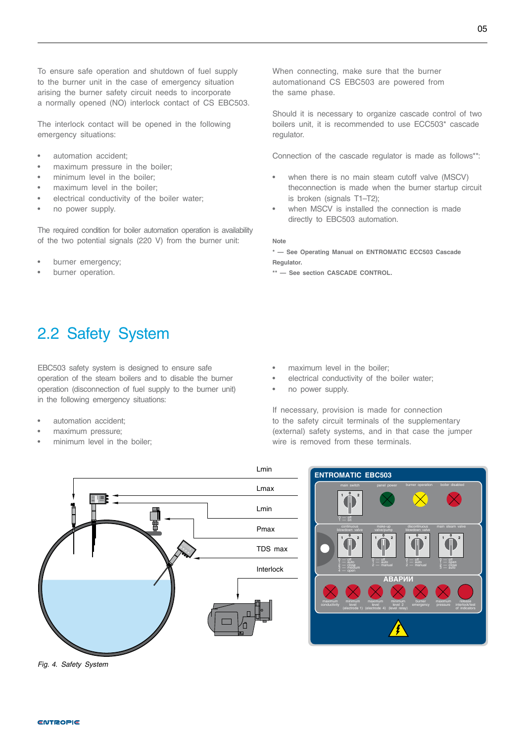To ensure safe operation and shutdown of fuel supply to the burner unit in the case of emergency situation arising the burner safety circuit needs to incorporate a normally opened (NO) interlock contact of CS EBC503.

The interlock contact will be opened in the following emergency situations:

- automation accident;
- maximum pressure in the boiler;
- minimum level in the boiler;
- maximum level in the boiler;
- electrical conductivity of the boiler water;
- no power supply.

The required condition for boiler automation operation is availability of the two potential signals (220 V) from the burner unit:

- burner emergency;
- burner operation.

When connecting, make sure that the burner automationand CS EBC503 are powered from the same phase.

Should it is necessary to organize cascade control of two boilers unit, it is recommended to use ECC503* cascade regulator.

Connection of the cascade regulator is made as follows**:

- when there is no main steam cutoff valve (MSCV) theconnection is made when the burner startup circuit is broken (signals T1–T2);
- when MSCV is installed the connection is made directly to EBC503 automation.

**Note**

**\* — See Operating Manual on ENTROMATIC ECC503 Cascade Regulator.**

**\*\* — See section CASCADE CONTROL.**

## 2.2 Safety System

EBC503 safety system is designed to ensure safe operation of the steam boilers and to disable the burner operation (disconnection of fuel supply to the burner unit) in the following emergency situations:

- automation accident;
- maximum pressure;
- minimum level in the boiler;
- maximum level in the boiler;
- electrical conductivity of the boiler water;
- no power supply.

If necessary, provision is made for connection to the safety circuit terminals of the supplementary (external) safety systems, and in that case the jumper wire is removed from these terminals.

*Fig. 4. Safety System*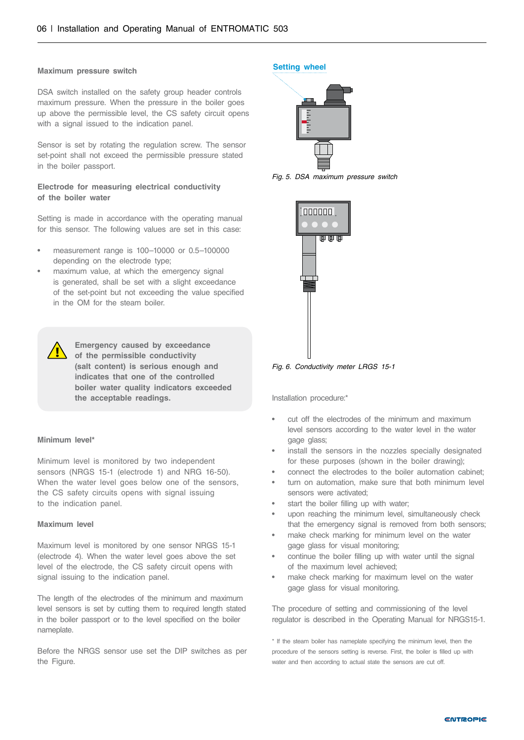### Maximum pressure switch

DSA switch installed on the safety group header controls maximum pressure. When the pressure in the boiler goes up above the permissible level, the CS safety circuit opens with a signal issued to the indication panel.

Sensor is set by rotating the regulation screw. The sensor set-point shall not exceed the permissible pressure stated in the boiler passport.

### Electrode for measuring electrical conductivity of the boiler water

Setting is made in accordance with the operating manual for this sensor. The following values are set in this case:

- measurement range is 100–10000 or 0.5–100000 depending on the electrode type;
- maximum value, at which the emergency signal is generated, shall be set with a slight exceedance of the set-point but not exceeding the value specified in the OM for the steam boiler.

**Emergency caused by exceedance of the permissible conductivity (salt content) is serious enough and indicates that one of the controlled boiler water quality indicators exceeded the acceptable readings.**

### Minimum level*

Minimum level is monitored by two independent sensors (NRGS 15-1 (electrode 1) and NRG 16-50). When the water level goes below one of the sensors, the CS safety circuits opens with signal issuing to the indication panel.

### Maximum level

Maximum level is monitored by one sensor NRGS 15-1 (electrode 4). When the water level goes above the set level of the electrode, the CS safety circuit opens with signal issuing to the indication panel.

The length of the electrodes of the minimum and maximum level sensors is set by cutting them to required length stated in the boiler passport or to the level specified on the boiler nameplate.

Before the NRGS sensor use set the DIP switches as per the Figure.

Setting wheel

*Fig. 5. DSA maximum pressure switch*

*Fig. 6. Conductivity meter LRGS 15-1*

Installation procedure:*

- cut off the electrodes of the minimum and maximum level sensors according to the water level in the water gage glass;
- install the sensors in the nozzles specially designated for these purposes (shown in the boiler drawing);
- connect the electrodes to the boiler automation cabinet;
- turn on automation, make sure that both minimum level sensors were activated;
- start the boiler filling up with water;
- upon reaching the minimum level, simultaneously check that the emergency signal is removed from both sensors;
- make check marking for minimum level on the water gage glass for visual monitoring;
- continue the boiler filling up with water until the signal of the maximum level achieved;
- make check marking for maximum level on the water gage glass for visual monitoring.

The procedure of setting and commissioning of the level regulator is described in the Operating Manual for NRGS15-1.

* If the steam boiler has nameplate specifying the minimum level, then the procedure of the sensors setting is reverse. First, the boiler is filled up with water and then according to actual state the sensors are cut off.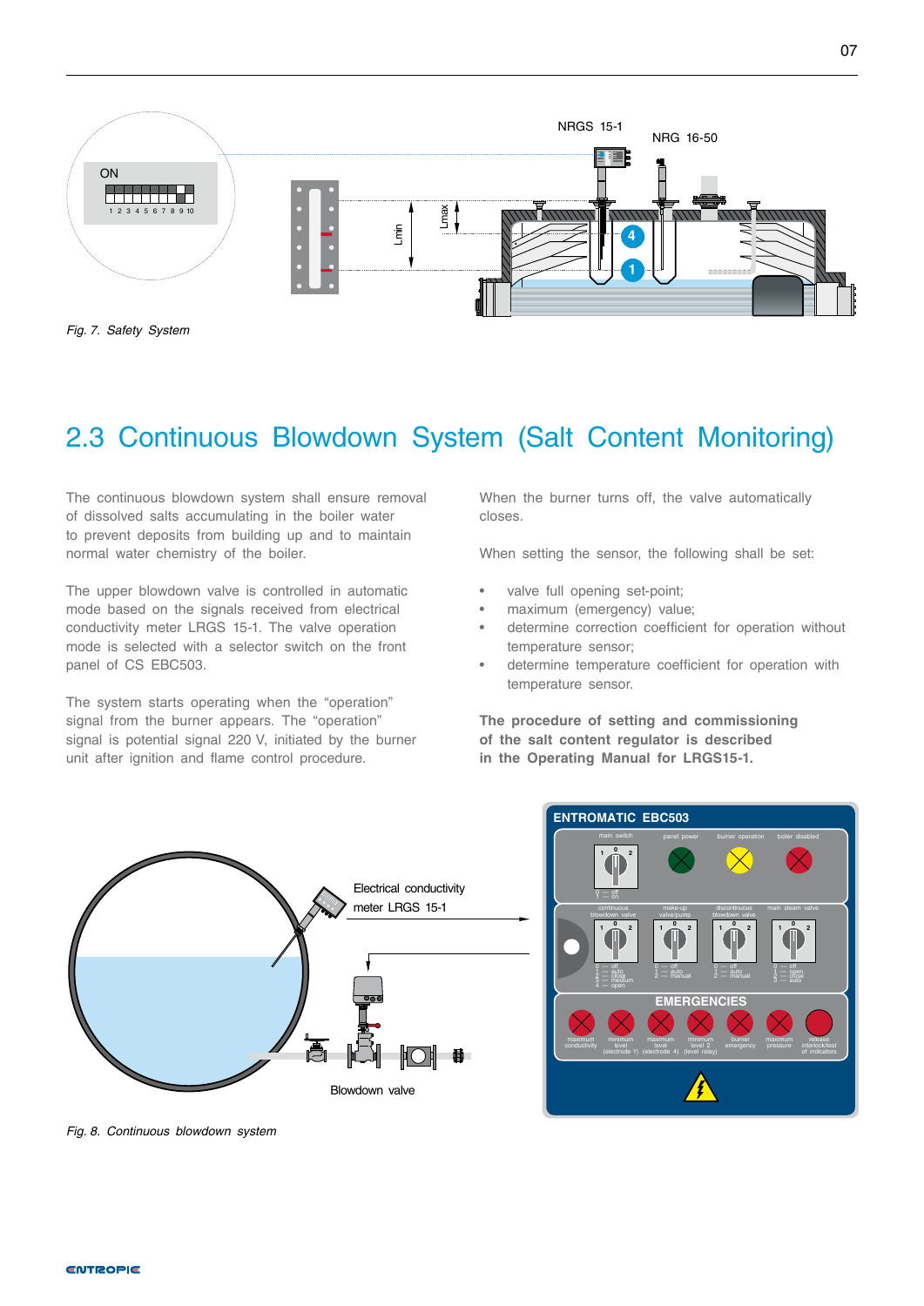Fig. 7. Safety System

## 2.3 Continuous Blowdown System (Salt Content Monitoring)

The continuous blowdown system shall ensure removal of dissolved salts accumulating in the boiler water to prevent deposits from building up and to maintain normal water chemistry of the boiler.

The upper blowdown valve is controlled in automatic mode based on the signals received from electrical conductivity meter LRGS 15-1. The valve operation mode is selected with a selector switch on the front panel of CS EBC503.

The system starts operating when the "operation" signal from the burner appears. The "operation" signal is potential signal 220 V, initiated by the burner unit after ignition and flame control procedure.

When the burner turns off, the valve automatically closes.

When setting the sensor, the following shall be set:

- valve full opening set-point;
- maximum (emergency) value;
- determine correction coefficient for operation without temperature sensor;
- determine temperature coefficient for operation with temperature sensor.

**The procedure of setting and commissioning of the salt content regulator is described in the Operating Manual for LRGS15-1.**

Fig. 8. Continuous blowdown system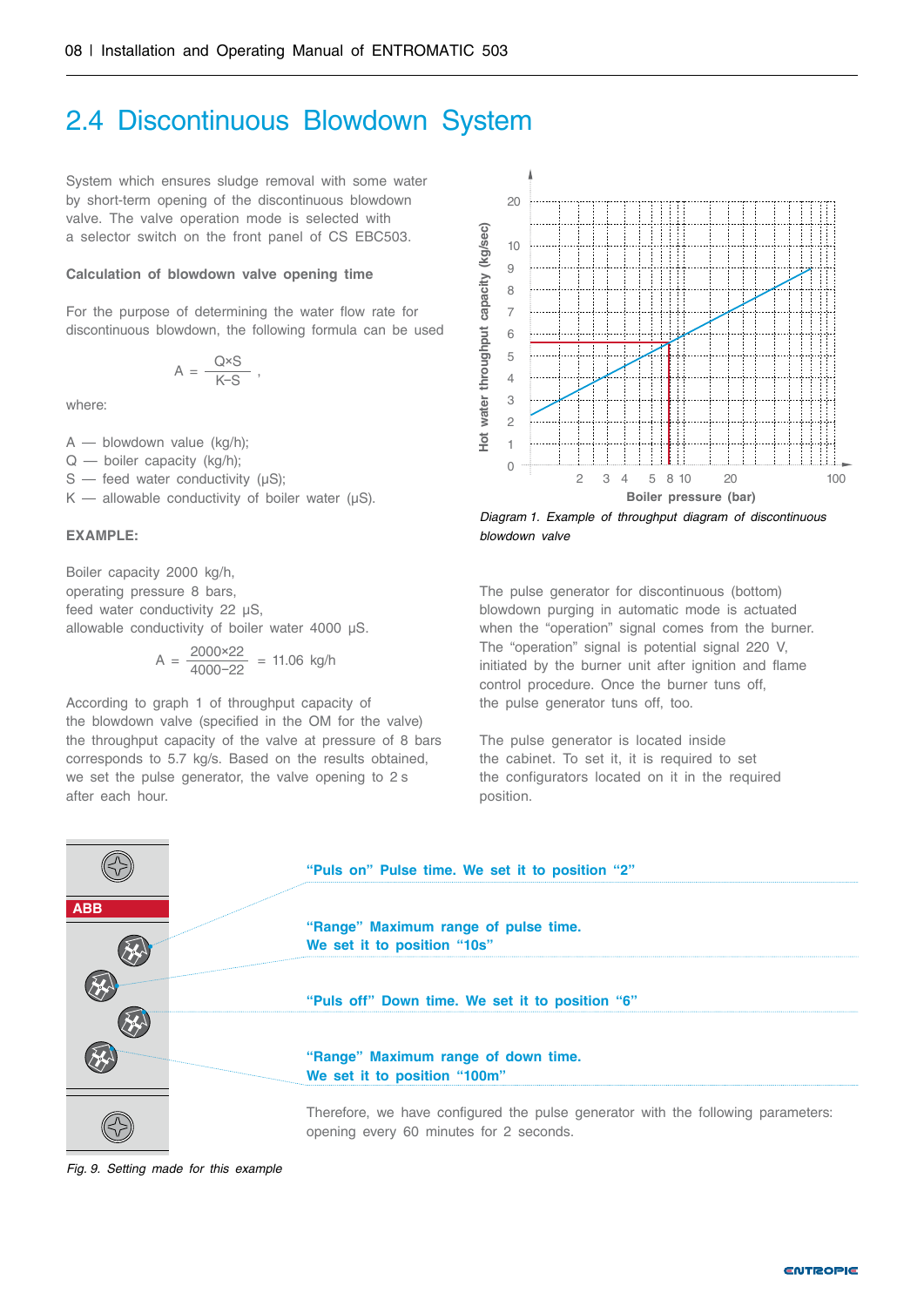## 2.4 Discontinuous Blowdown System

System which ensures sludge removal with some water by short-term opening of the discontinuous blowdown valve. The valve operation mode is selected with a selector switch on the front panel of CS EBC503.

**Calculation of blowdown valve opening time**

For the purpose of determining the water flow rate for discontinuous blowdown, the following formula can be used

$$A = \frac{Q \times S}{K - S},$$

where:

A — blowdown value (kg/h);
Q — boiler capacity (kg/h);
S — feed water conductivity (μS);
K — allowable conductivity of boiler water (μS).

**EXAMPLE:**

Boiler capacity 2000 kg/h,
operating pressure 8 bars,
feed water conductivity 22 μS,
allowable conductivity of boiler water 4000 μS.

$$A = \frac{2000 \times 22}{4000 - 22} = 11.06 \text{ kg/h}$$

According to graph 1 of throughput capacity of the blowdown valve (specified in the OM for the valve) the throughput capacity of the valve at pressure of 8 bars corresponds to 5.7 kg/s. Based on the results obtained, we set the pulse generator, the valve opening to 2 s after each hour.

*Diagram 1. Example of throughput diagram of discontinuous blowdown valve*

The pulse generator for discontinuous (bottom) blowdown purging in automatic mode is actuated when the “operation” signal comes from the burner. The “operation” signal is potential signal 220 V, initiated by the burner unit after ignition and flame control procedure. Once the burner tuns off, the pulse generator tuns off, too.

The pulse generator is located inside the cabinet. To set it, it is required to set the configurators located on it in the required position.

**“Puls on” Pulse time. We set it to position “2”**

**“Range” Maximum range of pulse time. We set it to position “10s”**

**“Puls off” Down time. We set it to position “6”**

**“Range” Maximum range of down time. We set it to position “100m”**

Therefore, we have configured the pulse generator with the following parameters: opening every 60 minutes for 2 seconds.

*Fig. 9. Setting made for this example*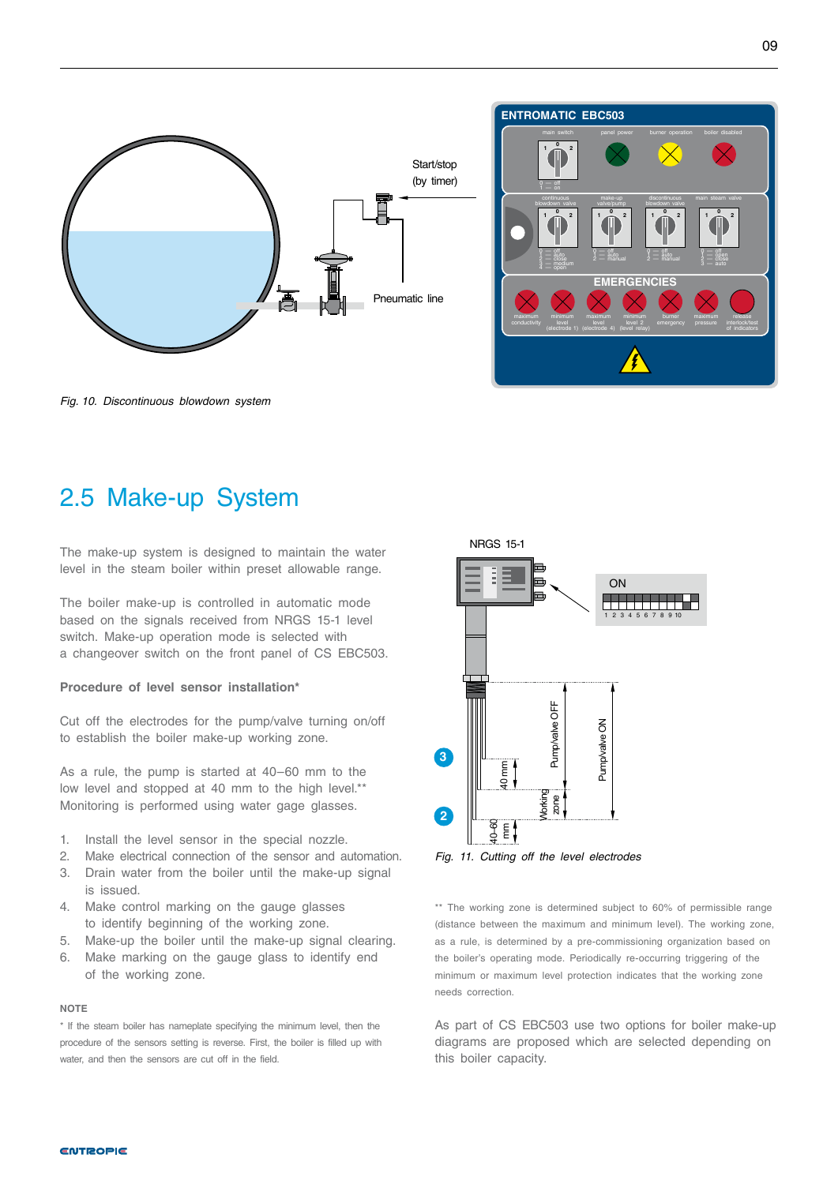Fig. 10. Discontinuous blowdown system

## 2.5 Make-up System

The make-up system is designed to maintain the water level in the steam boiler within preset allowable range.

The boiler make-up is controlled in automatic mode based on the signals received from NRGS 15-1 level switch. Make-up operation mode is selected with a changeover switch on the front panel of CS EBC503.

**Procedure of level sensor installation***

Cut off the electrodes for the pump/valve turning on/off to establish the boiler make-up working zone.

As a rule, the pump is started at 40–60 mm to the low level and stopped at 40 mm to the high level.** Monitoring is performed using water gage glasses.

1. Install the level sensor in the special nozzle.
2. Make electrical connection of the sensor and automation.
3. Drain water from the boiler until the make-up signal is issued.
4. Make control marking on the gauge glasses to identify beginning of the working zone.
5. Make-up the boiler until the make-up signal clearing.
6. Make marking on the gauge glass to identify end of the working zone.

**NOTE**

* If the steam boiler has nameplate specifying the minimum level, then the procedure of the sensors setting is reverse. First, the boiler is filled up with water, and then the sensors are cut off in the field.

Fig. 11. Cutting off the level electrodes

** The working zone is determined subject to 60% of permissible range (distance between the maximum and minimum level). The working zone, as a rule, is determined by a pre-commissioning organization based on the boiler's operating mode. Periodically re-occurring triggering of the minimum or maximum level protection indicates that the working zone needs correction.

As part of CS EBC503 use two options for boiler make-up diagrams are proposed which are selected depending on this boiler capacity.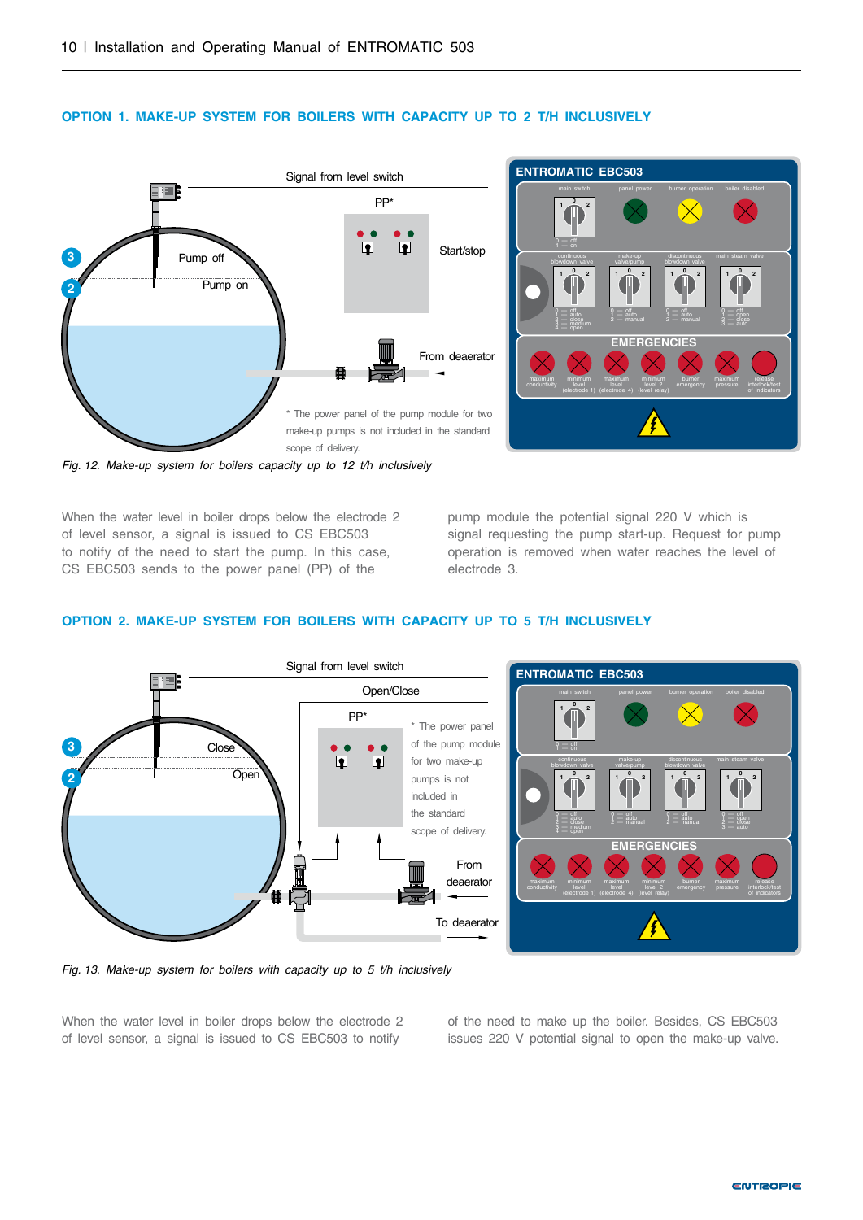## OPTION 1. MAKE-UP SYSTEM FOR BOILERS WITH CAPACITY UP TO 2 T/H INCLUSIVELY

Signal from level switch

PP*

Start/stop

Pump off

Pump on

From deaerator

\* The power panel of the pump module for two make-up pumps is not included in the standard scope of delivery.

*Fig. 12. Make-up system for boilers capacity up to 12 t/h inclusively*

When the water level in boiler drops below the electrode 2 of level sensor, a signal is issued to CS EBC503 to notify of the need to start the pump. In this case, CS EBC503 sends to the power panel (PP) of the pump module the potential signal 220 V which is signal requesting the pump start-up. Request for pump operation is removed when water reaches the level of electrode 3.

## OPTION 2. MAKE-UP SYSTEM FOR BOILERS WITH CAPACITY UP TO 5 T/H INCLUSIVELY

Signal from level switch

Open/Close

PP*

Close

Open

\* The power panel of the pump module for two make-up pumps is not included in the standard scope of delivery.

From deaerator

To deaerator

*Fig. 13. Make-up system for boilers with capacity up to 5 t/h inclusively*

When the water level in boiler drops below the electrode 2 of level sensor, a signal is issued to CS EBC503 to notify of the need to make up the boiler. Besides, CS EBC503 issues 220 V potential signal to open the make-up valve.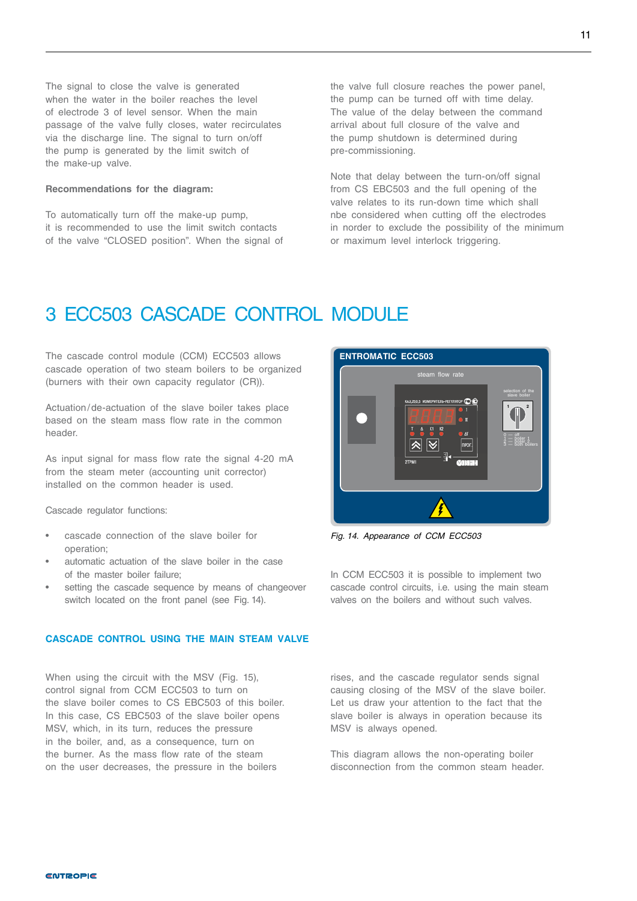The signal to close the valve is generated when the water in the boiler reaches the level of electrode 3 of level sensor. When the main passage of the valve fully closes, water recirculates via the discharge line. The signal to turn on/off the pump is generated by the limit switch of the make-up valve.

**Recommendations for the diagram:**

To automatically turn off the make-up pump, it is recommended to use the limit switch contacts of the valve "CLOSED position". When the signal of the valve full closure reaches the power panel, the pump can be turned off with time delay. The value of the delay between the command arrival about full closure of the valve and the pump shutdown is determined during pre-commissioning.

Note that delay between the turn-on/off signal from CS EBC503 and the full opening of the valve relates to its run-down time which shall nbe considered when cutting off the electrodes in norder to exclude the possibility of the minimum or maximum level interlock triggering.

# 3 ECC503 CASCADE CONTROL MODULE

The cascade control module (CCM) ECC503 allows cascade operation of two steam boilers to be organized (burners with their own capacity regulator (CR)).

Actuation/de-actuation of the slave boiler takes place based on the steam mass flow rate in the common header.

As input signal for mass flow rate the signal 4-20 mA from the steam meter (accounting unit corrector) installed on the common header is used.

Cascade regulator functions:

- cascade connection of the slave boiler for operation;
- automatic actuation of the slave boiler in the case of the master boiler failure;
- setting the cascade sequence by means of changeover switch located on the front panel (see Fig. 14).

*Fig. 14. Appearance of CCM ECC503*

In CCM ECC503 it is possible to implement two cascade control circuits, i.e. using the main steam valves on the boilers and without such valves.

## CASCADE CONTROL USING THE MAIN STEAM VALVE

When using the circuit with the MSV (Fig. 15), control signal from CCM ECC503 to turn on the slave boiler comes to CS EBC503 of this boiler. In this case, CS EBC503 of the slave boiler opens MSV, which, in its turn, reduces the pressure in the boiler, and, as a consequence, turn on the burner. As the mass flow rate of the steam on the user decreases, the pressure in the boilers rises, and the cascade regulator sends signal causing closing of the MSV of the slave boiler. Let us draw your attention to the fact that the slave boiler is always in operation because its MSV is always opened.

This diagram allows the non-operating boiler disconnection from the common steam header.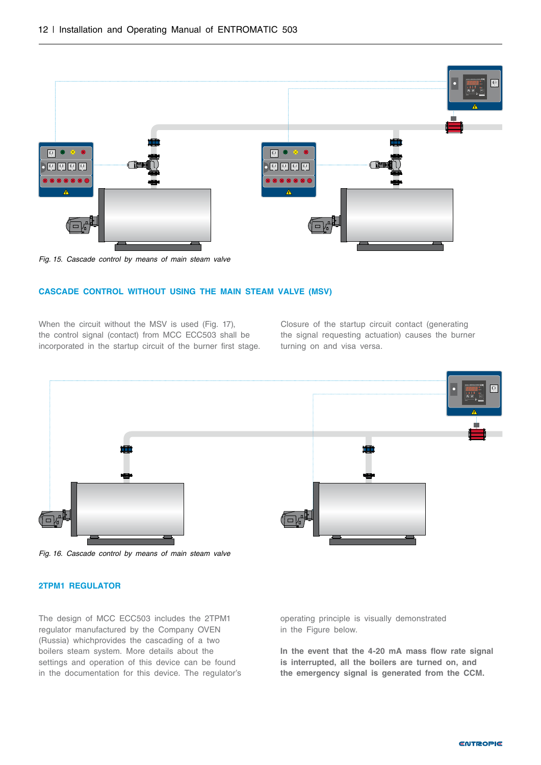*Fig. 15. Cascade control by means of main steam valve*

## CASCADE CONTROL WITHOUT USING THE MAIN STEAM VALVE (MSV)

When the circuit without the MSV is used (Fig. 17), the control signal (contact) from MCC ECC503 shall be incorporated in the startup circuit of the burner first stage.

Closure of the startup circuit contact (generating the signal requesting actuation) causes the burner turning on and visa versa.

*Fig. 16. Cascade control by means of main steam valve*

## 2TPM1 REGULATOR

The design of MCC ECC503 includes the 2TPM1 regulator manufactured by the Company OVEN (Russia) whichprovides the cascading of a two boilers steam system. More details about the settings and operation of this device can be found in the documentation for this device. The regulator's operating principle is visually demonstrated in the Figure below.

**In the event that the 4-20 mA mass flow rate signal is interrupted, all the boilers are turned on, and the emergency signal is generated from the CCM.**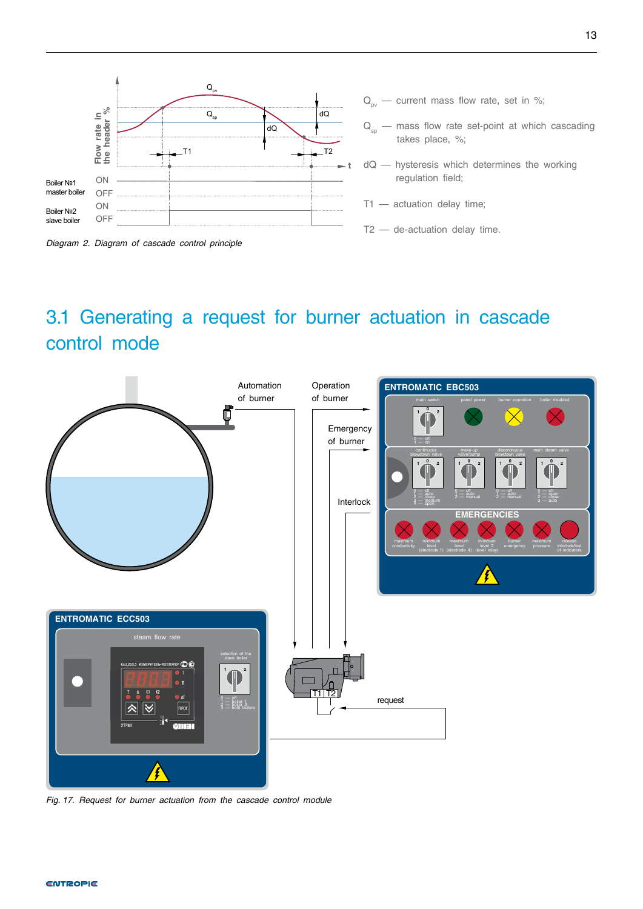$Q_{pv}$ — current mass flow rate, set in %;

$Q_{sp}$ — mass flow rate set-point at which cascading takes place, %;

dQ — hysteresis which determines the working regulation field;

T1 — actuation delay time;

T2 — de-actuation delay time.

*Diagram 2. Diagram of cascade control principle*

# 3.1 Generating a request for burner actuation in cascade control mode

*Fig. 17. Request for burner actuation from the cascade control module*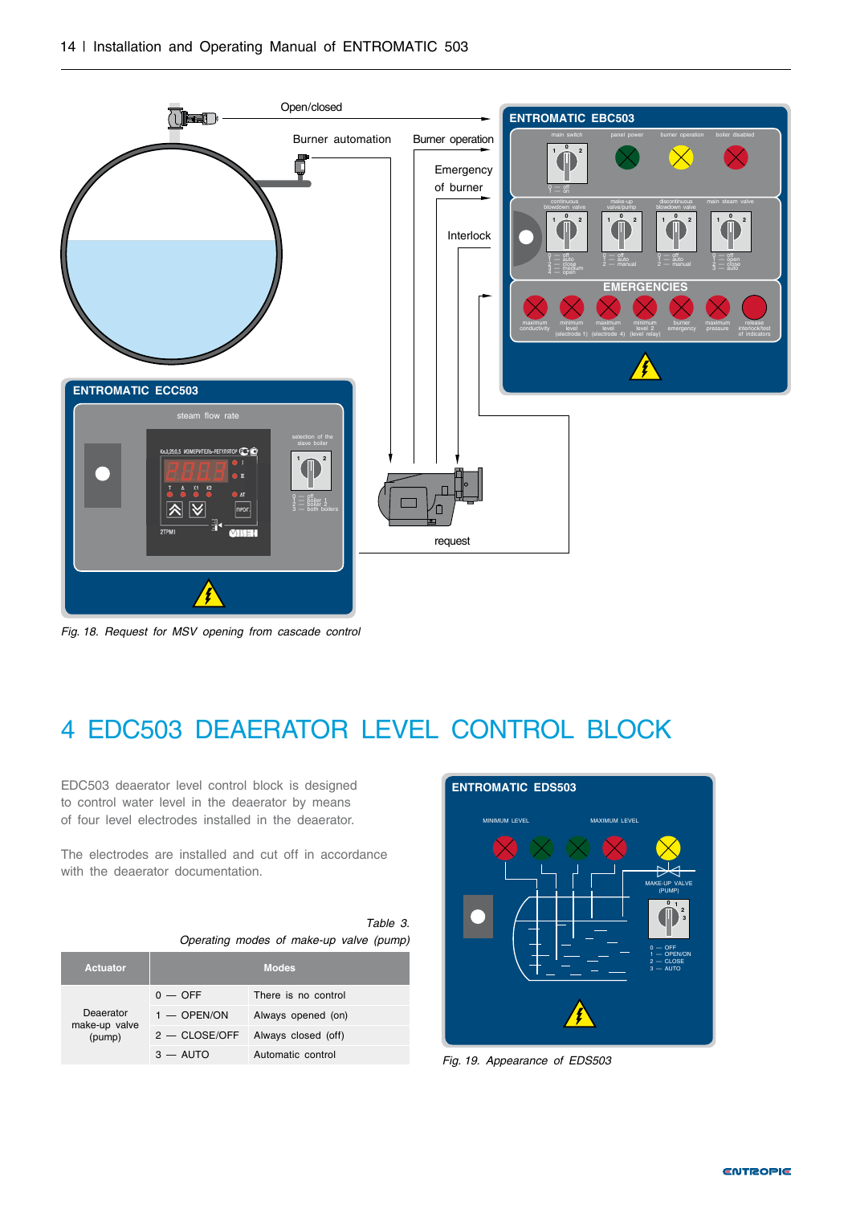*Fig. 18. Request for MSV opening from cascade control*

# 4 EDC503 DEAERATOR LEVEL CONTROL BLOCK

EDC503 deaerator level control block is designed to control water level in the deaerator by means of four level electrodes installed in the deaerator.

The electrodes are installed and cut off in accordance with the deaerator documentation.

*Table 3.*

*Operating modes of make-up valve (pump)*

| Actuator | Modes | |
|---|---|---|
| Deaerator make-up valve (pump) | 0 — OFF | There is no control |
| | 1 — OPEN/ON | Always opened (on) |
| | 2 — CLOSE/OFF | Always closed (off) |
| | 3 — AUTO | Automatic control |

*Fig. 19. Appearance of EDS503*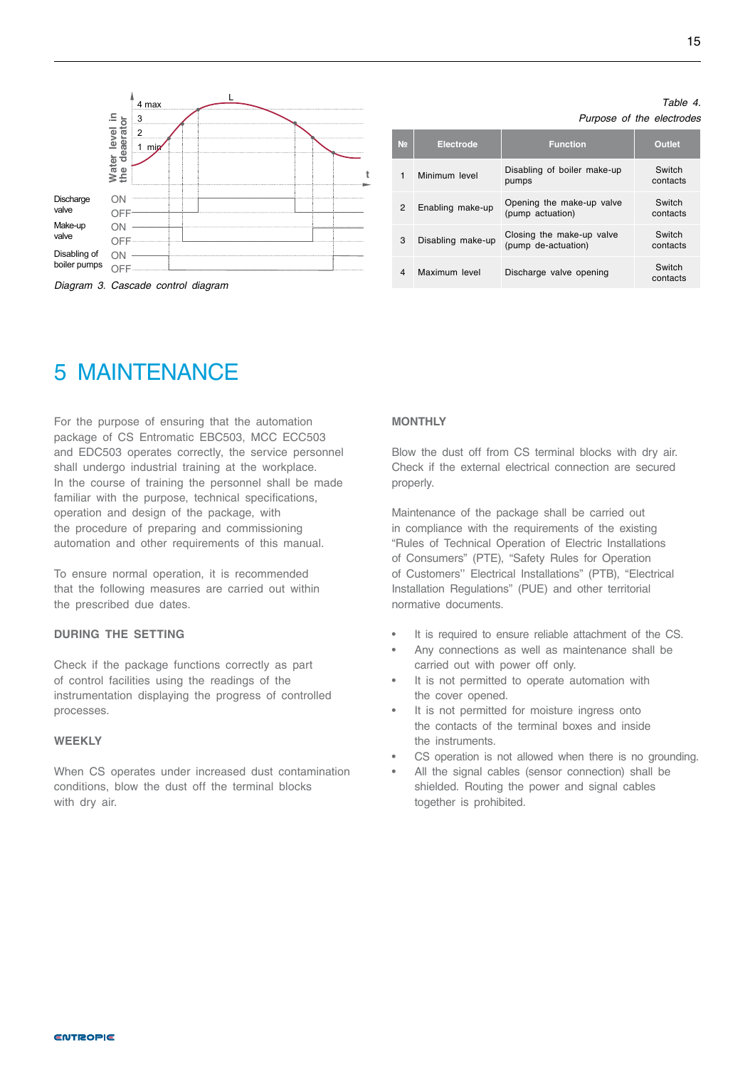Diagram 3. Cascade control diagram

*Table 4.*

*Purpose of the electrodes*

| № | Electrode | Function | Outlet |
|---|---|---|---|
| 1 | Minimum level | Disabling of boiler make-up pumps | Switch contacts |
| 2 | Enabling make-up | Opening the make-up valve (pump actuation) | Switch contacts |
| 3 | Disabling make-up | Closing the make-up valve (pump de-actuation) | Switch contacts |
| 4 | Maximum level | Discharge valve opening | Switch contacts |

# 5 MAINTENANCE

For the purpose of ensuring that the automation package of CS Entromatic EBC503, MCC ECC503 and EDC503 operates correctly, the service personnel shall undergo industrial training at the workplace. In the course of training the personnel shall be made familiar with the purpose, technical specifications, operation and design of the package, with the procedure of preparing and commissioning automation and other requirements of this manual.

To ensure normal operation, it is recommended that the following measures are carried out within the prescribed due dates.

**DURING THE SETTING**

Check if the package functions correctly as part of control facilities using the readings of the instrumentation displaying the progress of controlled processes.

**WEEKLY**

When CS operates under increased dust contamination conditions, blow the dust off the terminal blocks with dry air.

**MONTHLY**

Blow the dust off from CS terminal blocks with dry air. Check if the external electrical connection are secured properly.

Maintenance of the package shall be carried out in compliance with the requirements of the existing "Rules of Technical Operation of Electric Installations of Consumers" (PTE), "Safety Rules for Operation of Customers'' Electrical Installations" (PTB), "Electrical Installation Regulations" (PUE) and other territorial normative documents.

- It is required to ensure reliable attachment of the CS.
- Any connections as well as maintenance shall be carried out with power off only.
- It is not permitted to operate automation with the cover opened.
- It is not permitted for moisture ingress onto the contacts of the terminal boxes and inside the instruments.
- CS operation is not allowed when there is no grounding.
- All the signal cables (sensor connection) shall be shielded. Routing the power and signal cables together is prohibited.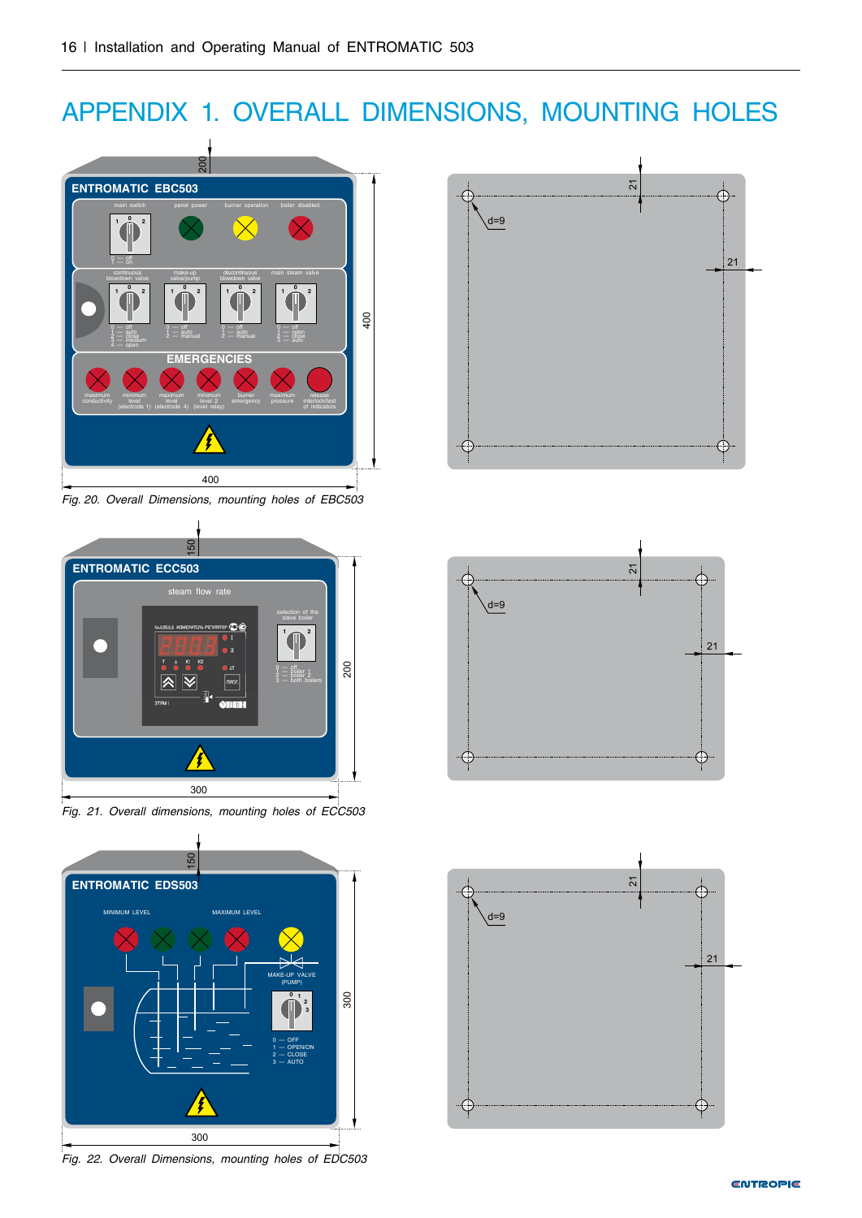# APPENDIX 1. OVERALL DIMENSIONS, MOUNTING HOLES

Fig. 20. Overall Dimensions, mounting holes of EBC503

Fig. 21. Overall dimensions, mounting holes of ECC503

Fig. 22. Overall Dimensions, mounting holes of EDC503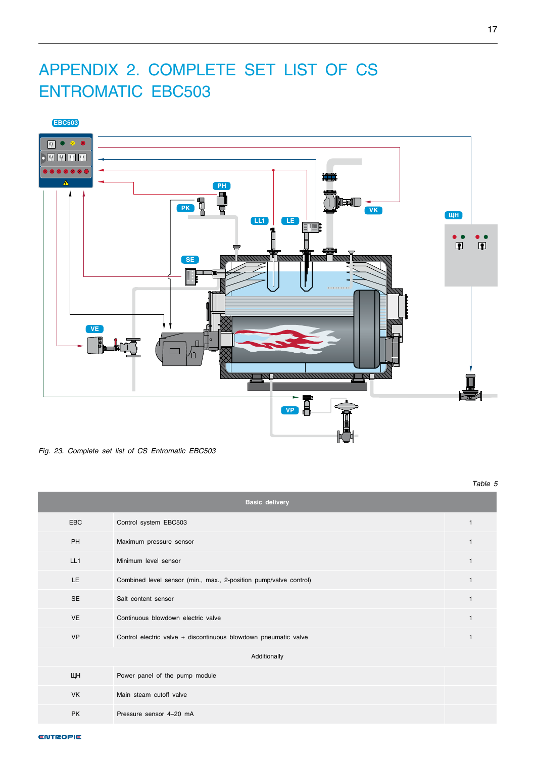# APPENDIX 2. COMPLETE SET LIST OF CS ENTROMATIC EBC503

*Fig. 23. Complete set list of CS Entromatic EBC503*

*Table 5*

| Basic delivery | | |
|---|---|---|
| EBC | Control system EBC503 | 1 |
| PH | Maximum pressure sensor | 1 |
| LL1 | Minimum level sensor | 1 |
| LE | Combined level sensor (min., max., 2-position pump/valve control) | 1 |
| SE | Salt content sensor | 1 |
| VE | Continuous blowdown electric valve | 1 |
| VP | Control electric valve + discontinuous blowdown pneumatic valve | 1 |
| Additionally | | |
| ЩН | Power panel of the pump module | |
| VK | Main steam cutoff valve | |
| PK | Pressure sensor 4–20 mA | |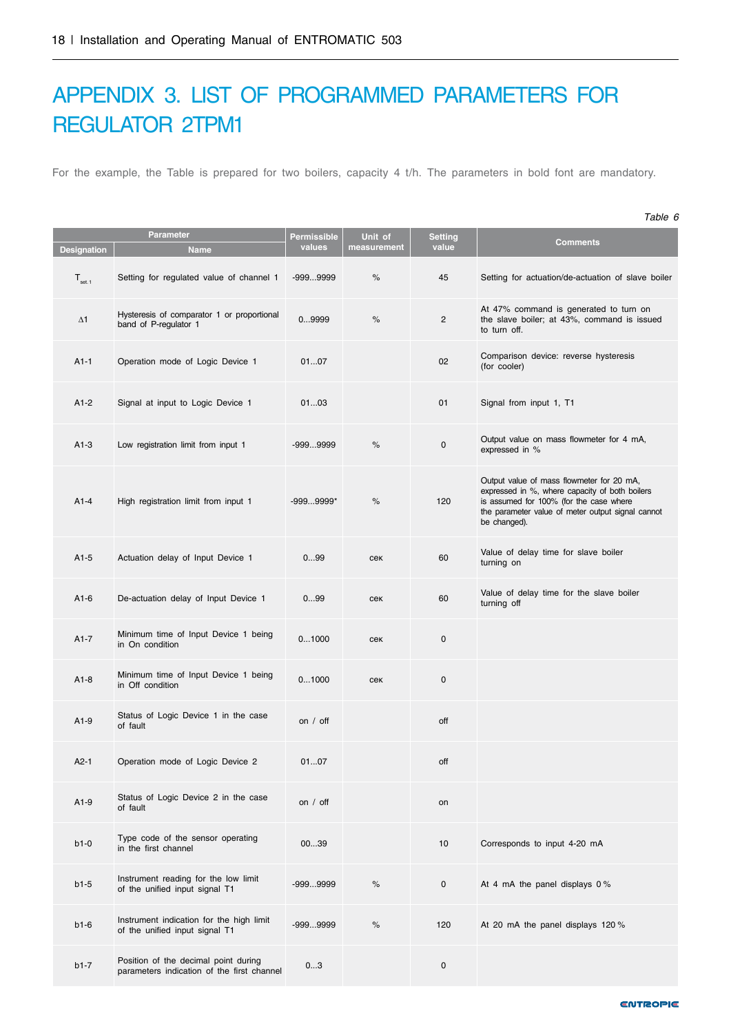# APPENDIX 3. LIST OF PROGRAMMED PARAMETERS FOR REGULATOR 2TPM1

For the example, the Table is prepared for two boilers, capacity 4 t/h. The parameters in bold font are mandatory.

*Table 6*

| Parameter | | Permissible values | Unit of measurement | Setting value | Comments |
|---|---|---|---|---|---|
| Designation | Name | | | | |
| $T_{set.1}$ | Setting for regulated value of channel 1 | -999...9999 | % | 45 | Setting for actuation/de-actuation of slave boiler |
| Δ1 | Hysteresis of comparator 1 or proportional band of P-regulator 1 | 0...9999 | % | 2 | At 47% command is generated to turn on the slave boiler; at 43%, command is issued to turn off. |
| A1-1 | Operation mode of Logic Device 1 | 01...07 | | 02 | Comparison device: reverse hysteresis (for cooler) |
| A1-2 | Signal at input to Logic Device 1 | 01...03 | | 01 | Signal from input 1, T1 |
| A1-3 | Low registration limit from input 1 | -999...9999 | % | 0 | Output value on mass flowmeter for 4 mA, expressed in % |
| A1-4 | High registration limit from input 1 | -999...9999* | % | 120 | Output value of mass flowmeter for 20 mA, expressed in %, where capacity of both boilers is assumed for 100% (for the case where the parameter value of meter output signal cannot be changed). |
| A1-5 | Actuation delay of Input Device 1 | 0...99 | сек | 60 | Value of delay time for slave boiler turning on |
| A1-6 | De-actuation delay of Input Device 1 | 0...99 | сек | 60 | Value of delay time for the slave boiler turning off |
| A1-7 | Minimum time of Input Device 1 being in On condition | 0...1000 | сек | 0 | |
| A1-8 | Minimum time of Input Device 1 being in Off condition | 0...1000 | сек | 0 | |
| A1-9 | Status of Logic Device 1 in the case of fault | on / off | | off | |
| A2-1 | Operation mode of Logic Device 2 | 01...07 | | off | |
| A1-9 | Status of Logic Device 2 in the case of fault | on / off | | on | |
| b1-0 | Type code of the sensor operating in the first channel | 00...39 | | 10 | Corresponds to input 4-20 mA |
| b1-5 | Instrument reading for the low limit of the unified input signal T1 | -999...9999 | % | 0 | At 4 mA the panel displays 0 % |
| b1-6 | Instrument indication for the high limit of the unified input signal T1 | -999...9999 | % | 120 | At 20 mA the panel displays 120 % |
| b1-7 | Position of the decimal point during parameters indication of the first channel | 0...3 | | 0 | |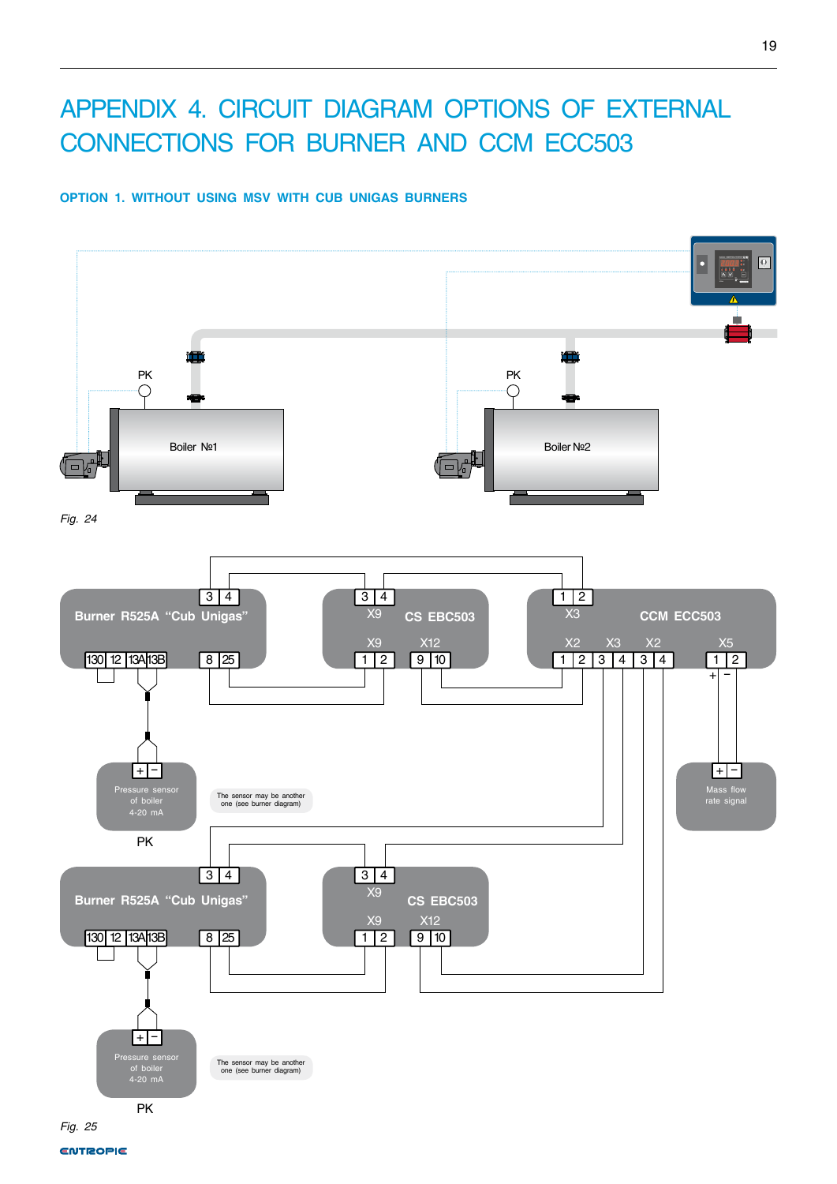# APPENDIX 4. CIRCUIT DIAGRAM OPTIONS OF EXTERNAL CONNECTIONS FOR BURNER AND CCM ECC503

## OPTION 1. WITHOUT USING MSV WITH CUB UNIGAS BURNERS

PK

PK

Boiler №1

Boiler №2

*Fig. 24*

Burner R525A "Cub Unigas"

3 4

130 12 13A 13B 8 25

X9 3 4

CS EBC503

X9 1 2 X12 9 10

1 2 X3

CCM ECC503

X2 1 2 X3 3 4 X2 3 4 X5 1 2

Pressure sensor of boiler 4-20 mA

PK

The sensor may be another one (see burner diagram)

Mass flow rate signal

Burner R525A "Cub Unigas"

3 4

130 12 13A 13B 8 25

X9 3 4

CS EBC503

X9 1 2 X12 9 10

Pressure sensor of boiler 4-20 mA

The sensor may be another one (see burner diagram)

PK

*Fig. 25*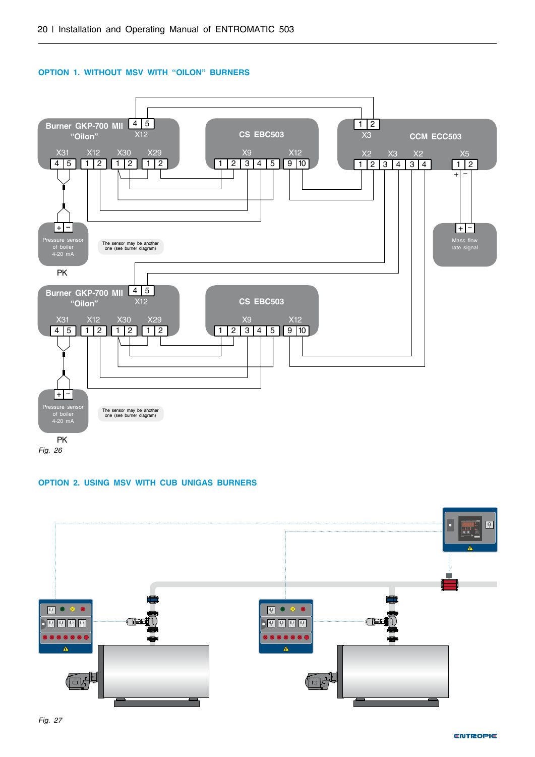## OPTION 1. WITHOUT MSV WITH "OILON" BURNERS

Burner GKP-700 MII "Oilon" X12 4 5 X31 4 5 X12 1 2 X30 1 2 X29 1 2

CS EBC503 X9 1 2 3 4 5 X12 9 10

CCM ECC503 X3 1 2 X2 1 2 X3 3 4 X2 3 4 X5 1 2

Pressure sensor of boiler 4-20 mA

PK

The sensor may be another one (see burner diagram)

Mass flow rate signal

Burner GKP-700 MII "Oilon" X12 4 5 X31 4 5 X12 1 2 X30 1 2 X29 1 2

CS EBC503 X9 1 2 3 4 5 X12 9 10

Pressure sensor of boiler 4-20 mA

PK

The sensor may be another one (see burner diagram)

*Fig. 26*

## OPTION 2. USING MSV WITH CUB UNIGAS BURNERS

*Fig. 27*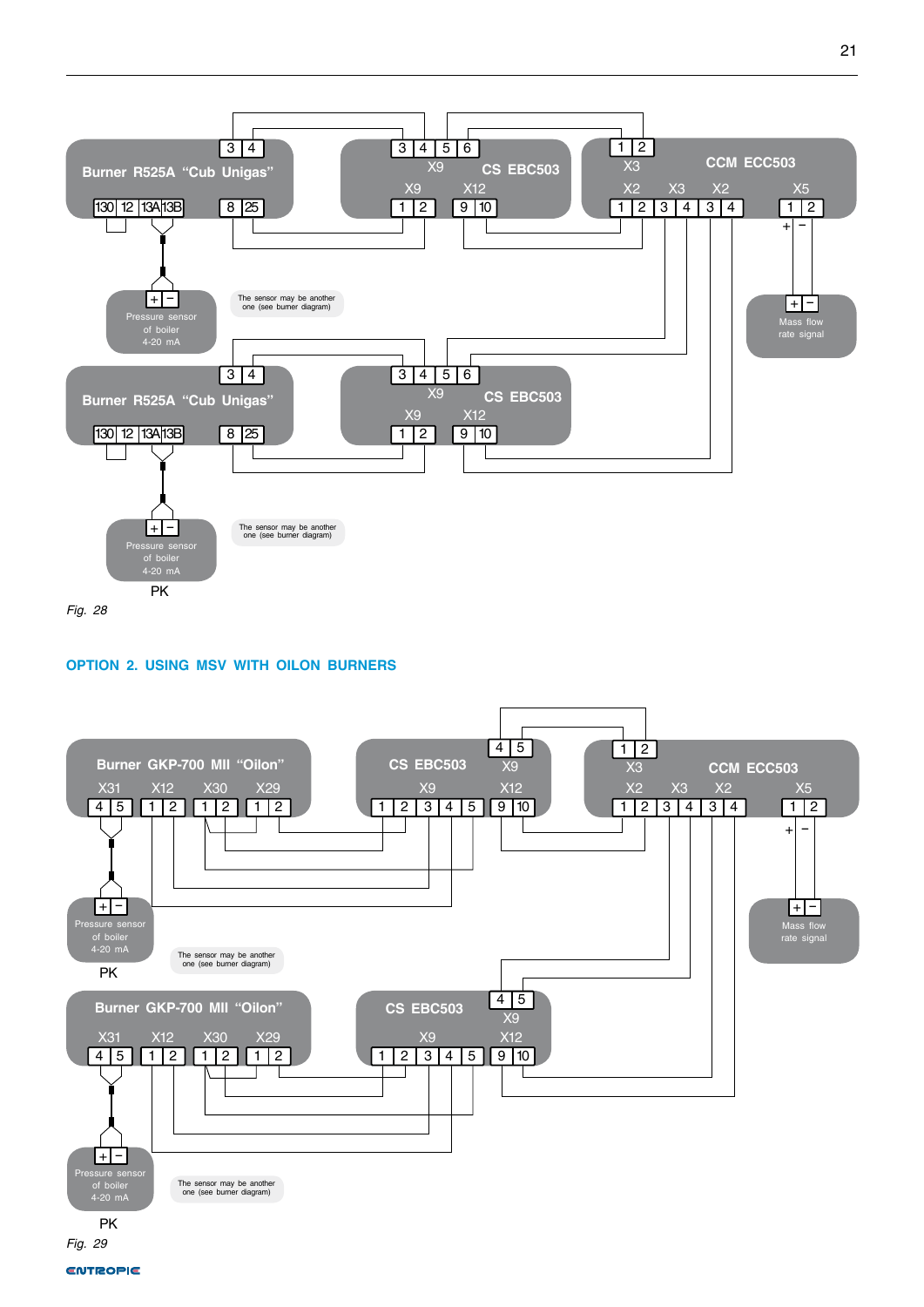Burner R525A "Cub Unigas"

3 4

130 12 13A 13B 8 25

CS EBC503

3 4 5 6

X9

X9 X12

1 2 9 10

CCM ECC503

1 2

X3

X2 X3 X2 X5

1 2 3 4 3 4 1 2

Pressure sensor of boiler 4-20 mA

The sensor may be another one (see burner diagram)

Mass flow rate signal

Burner R525A "Cub Unigas"

CS EBC503

Pressure sensor of boiler 4-20 mA

The sensor may be another one (see burner diagram)

PK

*Fig. 28*

## OPTION 2. USING MSV WITH OILON BURNERS

Burner GKP-700 MII "Oilon"

X31 X12 X30 X29

4 5 1 2 1 2 1 2

CS EBC503

4 5

X9 X9 X12

1 2 3 4 5 9 10

CCM ECC503

1 2

X3

X2 X3 X2 X5

1 2 3 4 3 4 1 2

Pressure sensor of boiler 4-20 mA

PK

The sensor may be another one (see burner diagram)

Mass flow rate signal

Burner GKP-700 MII "Oilon"

CS EBC503

Pressure sensor of boiler 4-20 mA

The sensor may be another one (see burner diagram)

PK

*Fig. 29*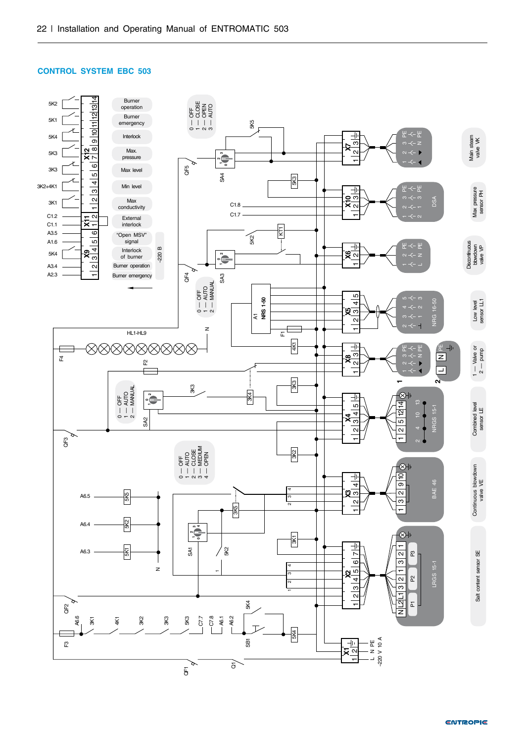## CONTROL SYSTEM EBC 503

**Terminal X12**

| Terminal | Contact | Function |
|---|---|---|
| 13, 14 | 5K2 | Burner operation |
| 11, 12 | 5K1 | Burner emergency |
| 9, 10 | 5K4 | Interlock |
| 7, 8 | 5K3 | Max. pressure |
| 5, 6 | 3K3 | Max level |
| 3, 4 | 3K2+4K1 | Min level |
| 1, 2 | 3K1 | Max conductivity |

**Terminal X11**

| Terminal | Contact | Function |
|---|---|---|
| 1, 2 | C1.2, C1.1 | External interlock |

**Terminal X9**

| Terminal | Contact | Function |
|---|---|---|
| 5, 6 | A3.5, A1.6 | "Open MSV" signal |
| 3, 4 | 5K4 | Interlock of burner |
| 1, 2 | A3.4, A2.3 | Burner operation / Burner emergency |

~220 B

**Switch positions**

- SA4: 0 — OFF, 1 — CLOSE, 2 — OPEN, 3 — AUTO
- SA3: 0 — OFF, 1 — AUTO, 2 — MANUAL
- SA2: 0 — OFF, 1 — AUTO, 2 — MANUAL
- SA1: 0 — OFF, 1 — AUTO, 2 — CLOSE, 3 — MEDIUM, 4 — OPEN

**Terminal connections to field devices**

| Terminal | Device |
|---|---|
| X7 | Main steam valve VK |
| X10 (DSA) | Max pressure sensor PH |
| X6 | Discontinuous blowdown valve VP |
| X5 (NRG 16-50) | Low level sensor LL1 |
| X8 | 1 — Valve or 2 — pump |
| X4 (NRGS 15-1) | Combined level sensor LE |
| X3 (BAE 46) | Continuous blowdown valve VE |
| X2 (LRGS 15-1) | Salt content sensor SE |
| X1 | L N PE ~220 V 10 A |

Other designations: 5K5, 5K3, 5K2, KT1, C1.8, C1.7, A1 NRS 1-50, F1, F2, F3, F4, 4K1, 3K3, 3K4, 3K2, 3K1, 3K5, 5K2, HL1-HL9, N, QF1, QF2, QF3, QF4, QF5, Q1, SB1, 5K4, A6.5, A6.4, A6.3, 5K5, 5K2, 5K1, A6.6, 3K1, 4K1, 3K2, 3K3, 5K3, C7.7, C7.8, A6.1, A6.2, P1, P2, P3.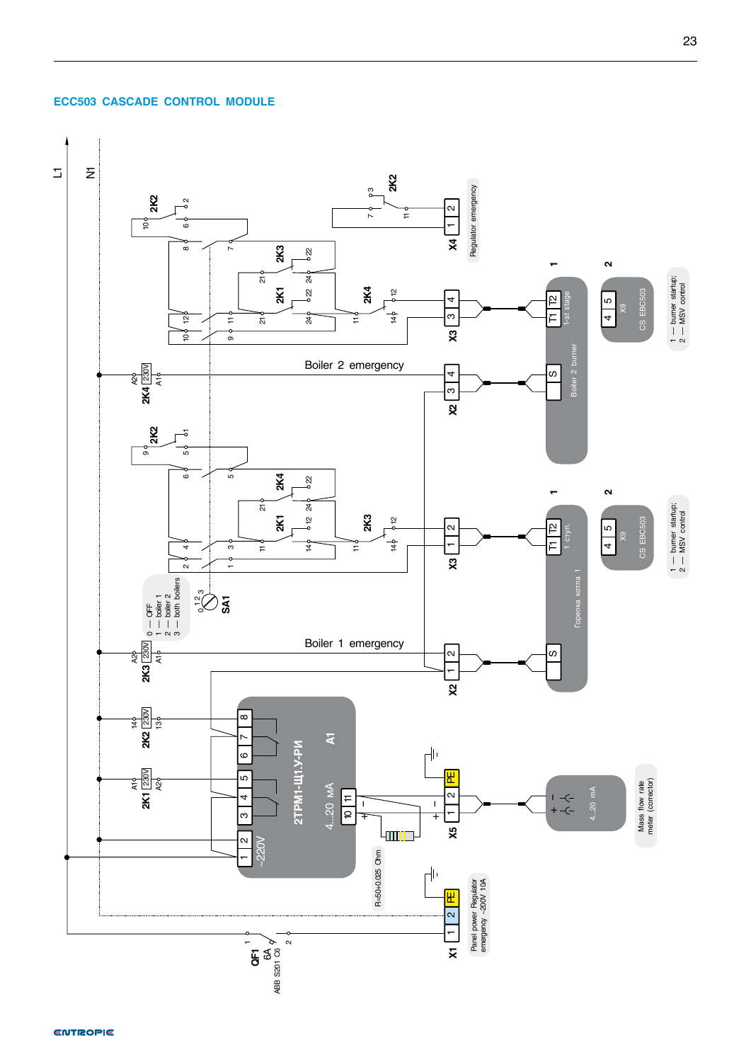## ECC503 CASCADE CONTROL MODULE

L1

N1

QF1
6A
ABB S201 C6

X1 1 2 PE — Panel power Regulator emergency ~200V 10A

2K1 230V A1 A2

2K2 230V 14 13

2K3 230V A2 A1

2K4 230V A2 A1

A1 2ТРМ1-Щ1.У-РИ
~220V
4...20 мА

R=50±0.025 Ohm

X5 1 2 PE

Mass flow rate meter (corrector)
4...20 мА

SA1
0 — OFF
1 — boiler 1
2 — boiler 2
3 — both boilers

Boiler 1 emergency

Boiler 2 emergency

X2 1 2 — Горелка котла 1 — S

X3 1 2 — T1 T2 1 ступ.

X2 3 4 — Boiler 2 burner — S

X3 3 4 — T1 T2 1-st stage

X4 1 2 — Regulator emergency

CS EBC503 X9 4 5

1 — burner startup;
2 — MSV control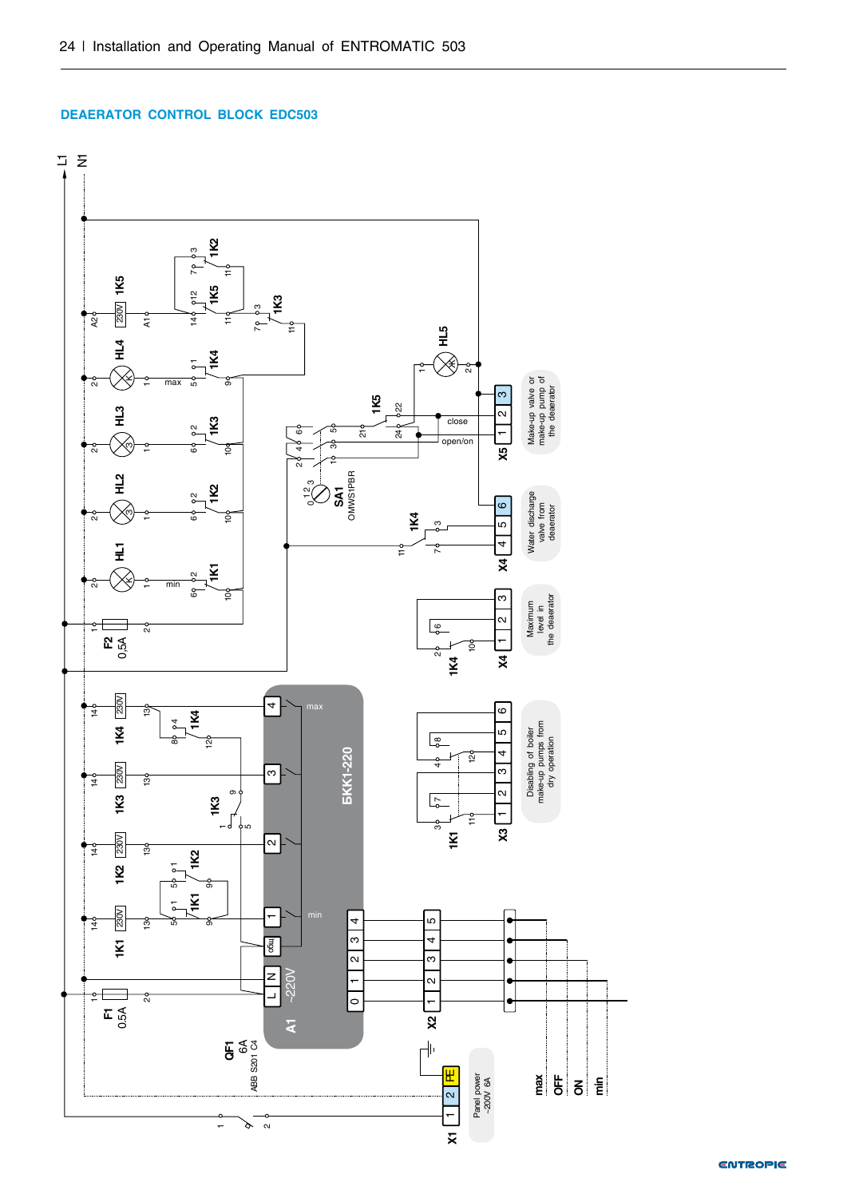## DEAERATOR CONTROL BLOCK EDC503

L1
N1

1K5 230V A2 A1 14 12 11 7 3 1K5 1K2 11 7 3 1K3 11

HL4 2 1 max 5 1 1K4 9

HL3 2 1 6 2 1K3 10

HL2 2 1 6 2 1K2 10

HL1 2 1 min 6 2 1K1 10

F2 0,5A 1 2

HL5 1 2

1K5 21 22 24 close open/on

SA1 OMWS1PBR 0 1 2 3 6 4 2 5 3 1

X5 1 2 3 Make-up valve or make-up pump of the deaerator

1K4 11 7 3

X4 4 5 6 Water discharge valve from deaerator

1K4 2 6 10

X4 1 2 3 Maximum level in the deaerator

1K1 3 7 11 4 8 12

X3 1 2 3 4 5 6 Disabling of boiler make-up pumps from dry operation

1K4 14 230V 13 8 4 1K4 12

1K3 14 230V 13 9 1K3 1 5

1K2 14 230V 13 5 1 1K2 9

1K1 14 230V 13 5 1 1K1 9

БКК1-220 4 max 3 2 1 min общ N L ~220V A1 4 3 2 1 0

F1 0,5A 1 2

QF1 6A ABB S201 C4 1 2

X2 5 4 3 2 1

X1 1 2 PE Panel power ~200V 6A

max OFF ON min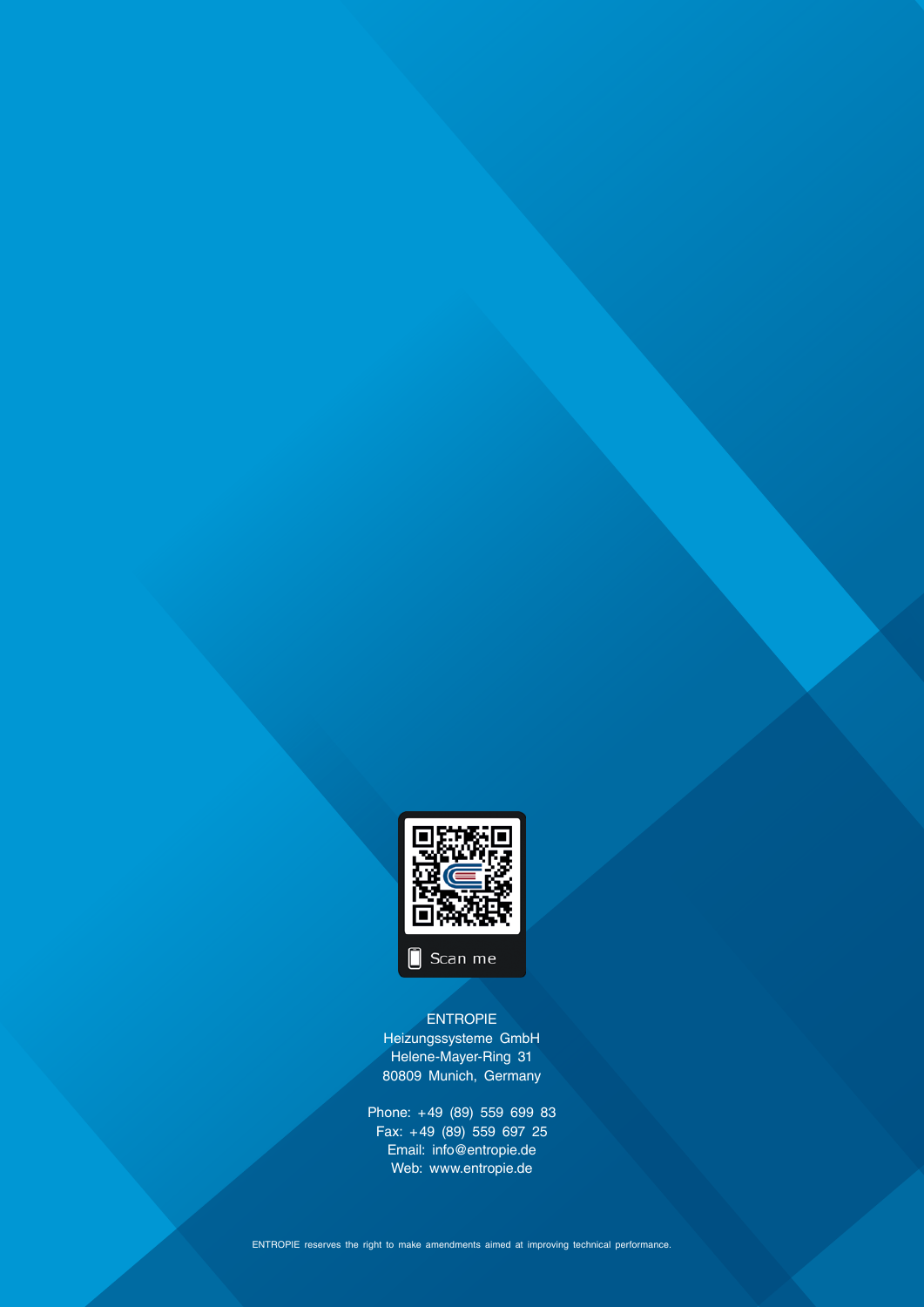Scan me

ENTROPIE
Heizungssysteme GmbH
Helene-Mayer-Ring 31
80809 Munich, Germany

Phone: +49 (89) 559 699 83
Fax: +49 (89) 559 697 25
Email: info@entropie.de
Web: www.entropie.de

ENTROPIE reserves the right to make amendments aimed at improving technical performance.